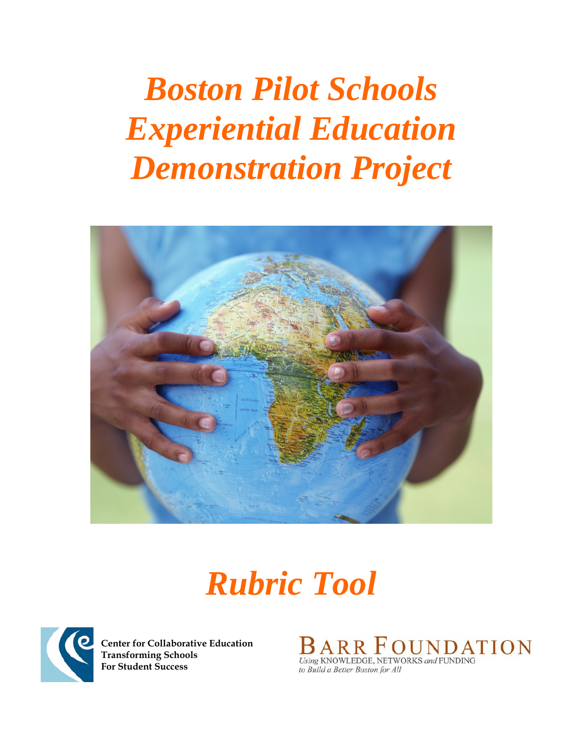# *Boston Pilot Schools Experiential Education Demonstration Project*

# *Rubric Tool*

**Center for Collaborative Education**
**Transforming Schools**
**For Student Success**

BARR FOUNDATION
*Using* KNOWLEDGE, NETWORKS *and* FUNDING
*to Build a Better Boston for All*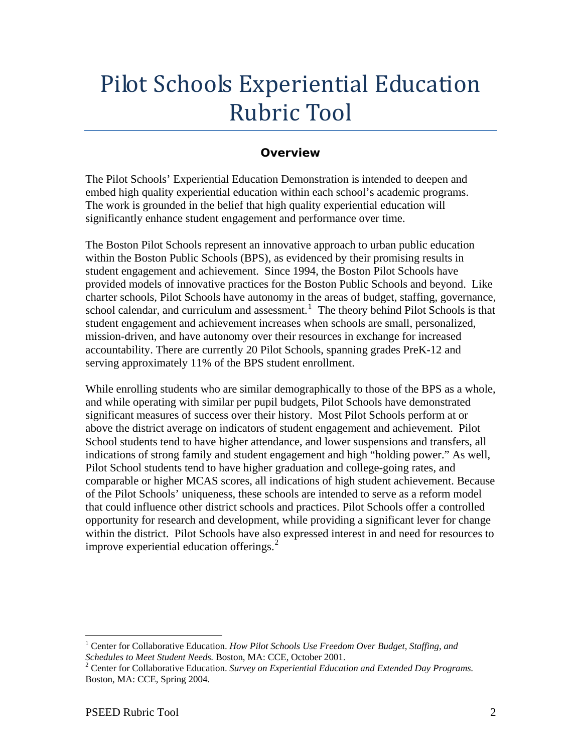# Pilot Schools Experiential Education Rubric Tool

## Overview

The Pilot Schools' Experiential Education Demonstration is intended to deepen and embed high quality experiential education within each school's academic programs. The work is grounded in the belief that high quality experiential education will significantly enhance student engagement and performance over time.

The Boston Pilot Schools represent an innovative approach to urban public education within the Boston Public Schools (BPS), as evidenced by their promising results in student engagement and achievement. Since 1994, the Boston Pilot Schools have provided models of innovative practices for the Boston Public Schools and beyond. Like charter schools, Pilot Schools have autonomy in the areas of budget, staffing, governance, school calendar, and curriculum and assessment.[1] The theory behind Pilot Schools is that student engagement and achievement increases when schools are small, personalized, mission-driven, and have autonomy over their resources in exchange for increased accountability. There are currently 20 Pilot Schools, spanning grades PreK-12 and serving approximately 11% of the BPS student enrollment.

While enrolling students who are similar demographically to those of the BPS as a whole, and while operating with similar per pupil budgets, Pilot Schools have demonstrated significant measures of success over their history. Most Pilot Schools perform at or above the district average on indicators of student engagement and achievement. Pilot School students tend to have higher attendance, and lower suspensions and transfers, all indications of strong family and student engagement and high "holding power." As well, Pilot School students tend to have higher graduation and college-going rates, and comparable or higher MCAS scores, all indications of high student achievement. Because of the Pilot Schools' uniqueness, these schools are intended to serve as a reform model that could influence other district schools and practices. Pilot Schools offer a controlled opportunity for research and development, while providing a significant lever for change within the district. Pilot Schools have also expressed interest in and need for resources to improve experiential education offerings.[2]

---

[1] Center for Collaborative Education. *How Pilot Schools Use Freedom Over Budget, Staffing, and Schedules to Meet Student Needs.* Boston, MA: CCE, October 2001.

[2] Center for Collaborative Education. *Survey on Experiential Education and Extended Day Programs.* Boston, MA: CCE, Spring 2004.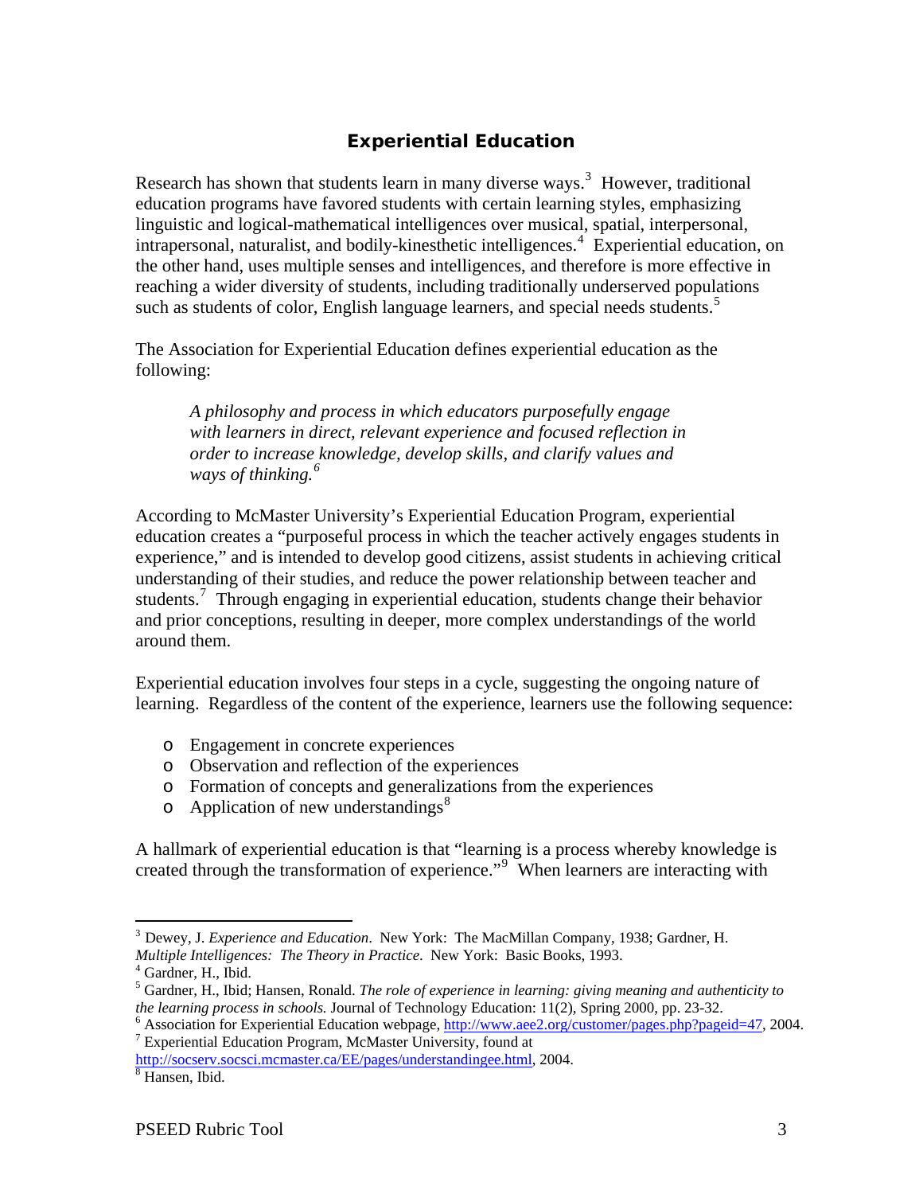## Experiential Education

Research has shown that students learn in many diverse ways.[3] However, traditional education programs have favored students with certain learning styles, emphasizing linguistic and logical-mathematical intelligences over musical, spatial, interpersonal, intrapersonal, naturalist, and bodily-kinesthetic intelligences.[4] Experiential education, on the other hand, uses multiple senses and intelligences, and therefore is more effective in reaching a wider diversity of students, including traditionally underserved populations such as students of color, English language learners, and special needs students.[5]

The Association for Experiential Education defines experiential education as the following:

> *A philosophy and process in which educators purposefully engage with learners in direct, relevant experience and focused reflection in order to increase knowledge, develop skills, and clarify values and ways of thinking.*[6]

According to McMaster University's Experiential Education Program, experiential education creates a "purposeful process in which the teacher actively engages students in experience," and is intended to develop good citizens, assist students in achieving critical understanding of their studies, and reduce the power relationship between teacher and students.[7] Through engaging in experiential education, students change their behavior and prior conceptions, resulting in deeper, more complex understandings of the world around them.

Experiential education involves four steps in a cycle, suggesting the ongoing nature of learning. Regardless of the content of the experience, learners use the following sequence:

- Engagement in concrete experiences
- Observation and reflection of the experiences
- Formation of concepts and generalizations from the experiences
- Application of new understandings[8]

A hallmark of experiential education is that "learning is a process whereby knowledge is created through the transformation of experience."[9] When learners are interacting with

---

[3] Dewey, J. *Experience and Education*. New York: The MacMillan Company, 1938; Gardner, H. *Multiple Intelligences: The Theory in Practice*. New York: Basic Books, 1993.

[4] Gardner, H., Ibid.

[5] Gardner, H., Ibid; Hansen, Ronald. *The role of experience in learning: giving meaning and authenticity to the learning process in schools.* Journal of Technology Education: 11(2), Spring 2000, pp. 23-32.

[6] Association for Experiential Education webpage, http://www.aee2.org/customer/pages.php?pageid=47, 2004.

[7] Experiential Education Program, McMaster University, found at http://socserv.socsci.mcmaster.ca/EE/pages/understandingee.html, 2004.

[8] Hansen, Ibid.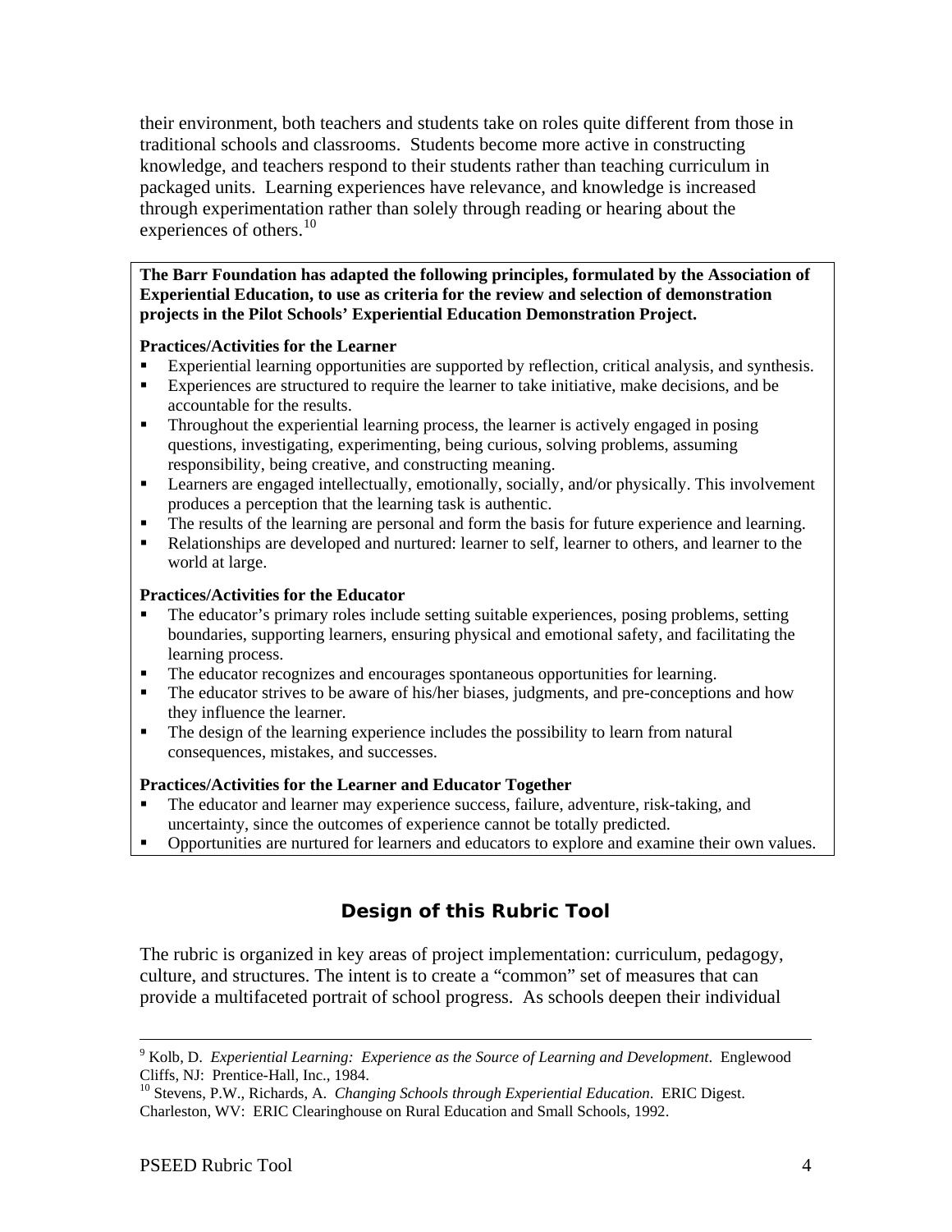their environment, both teachers and students take on roles quite different from those in traditional schools and classrooms. Students become more active in constructing knowledge, and teachers respond to their students rather than teaching curriculum in packaged units. Learning experiences have relevance, and knowledge is increased through experimentation rather than solely through reading or hearing about the experiences of others.[10]

**The Barr Foundation has adapted the following principles, formulated by the Association of Experiential Education, to use as criteria for the review and selection of demonstration projects in the Pilot Schools' Experiential Education Demonstration Project.**

**Practices/Activities for the Learner**

- Experiential learning opportunities are supported by reflection, critical analysis, and synthesis.
- Experiences are structured to require the learner to take initiative, make decisions, and be accountable for the results.
- Throughout the experiential learning process, the learner is actively engaged in posing questions, investigating, experimenting, being curious, solving problems, assuming responsibility, being creative, and constructing meaning.
- Learners are engaged intellectually, emotionally, socially, and/or physically. This involvement produces a perception that the learning task is authentic.
- The results of the learning are personal and form the basis for future experience and learning.
- Relationships are developed and nurtured: learner to self, learner to others, and learner to the world at large.

**Practices/Activities for the Educator**

- The educator's primary roles include setting suitable experiences, posing problems, setting boundaries, supporting learners, ensuring physical and emotional safety, and facilitating the learning process.
- The educator recognizes and encourages spontaneous opportunities for learning.
- The educator strives to be aware of his/her biases, judgments, and pre-conceptions and how they influence the learner.
- The design of the learning experience includes the possibility to learn from natural consequences, mistakes, and successes.

**Practices/Activities for the Learner and Educator Together**

- The educator and learner may experience success, failure, adventure, risk-taking, and uncertainty, since the outcomes of experience cannot be totally predicted.
- Opportunities are nurtured for learners and educators to explore and examine their own values.

## Design of this Rubric Tool

The rubric is organized in key areas of project implementation: curriculum, pedagogy, culture, and structures. The intent is to create a "common" set of measures that can provide a multifaceted portrait of school progress. As schools deepen their individual

---

[9] Kolb, D. *Experiential Learning: Experience as the Source of Learning and Development*. Englewood Cliffs, NJ: Prentice-Hall, Inc., 1984.

[10] Stevens, P.W., Richards, A. *Changing Schools through Experiential Education*. ERIC Digest. Charleston, WV: ERIC Clearinghouse on Rural Education and Small Schools, 1992.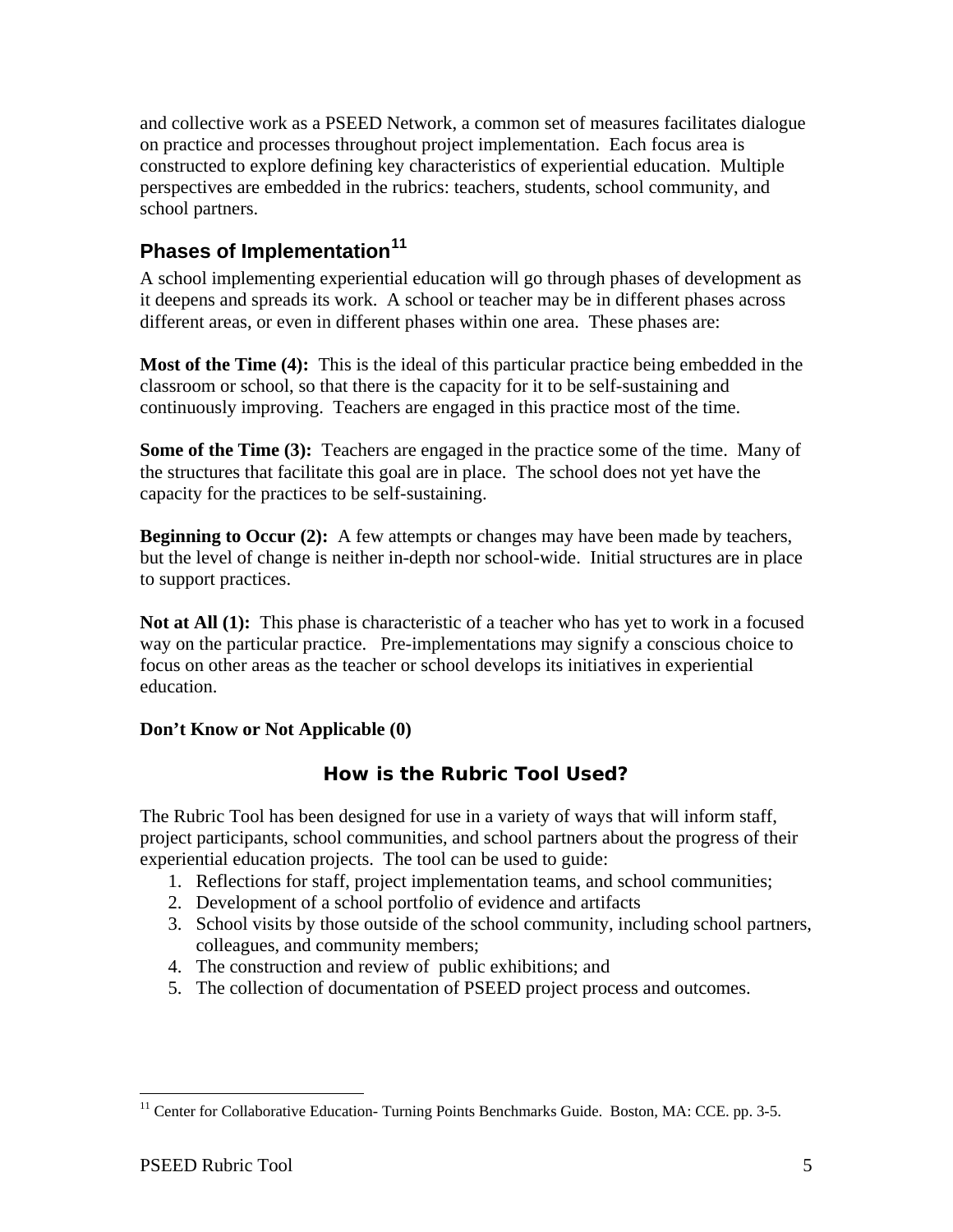and collective work as a PSEED Network, a common set of measures facilitates dialogue on practice and processes throughout project implementation. Each focus area is constructed to explore defining key characteristics of experiential education. Multiple perspectives are embedded in the rubrics: teachers, students, school community, and school partners.

## Phases of Implementation[11]

A school implementing experiential education will go through phases of development as it deepens and spreads its work. A school or teacher may be in different phases across different areas, or even in different phases within one area. These phases are:

**Most of the Time (4):** This is the ideal of this particular practice being embedded in the classroom or school, so that there is the capacity for it to be self-sustaining and continuously improving. Teachers are engaged in this practice most of the time.

**Some of the Time (3):** Teachers are engaged in the practice some of the time. Many of the structures that facilitate this goal are in place. The school does not yet have the capacity for the practices to be self-sustaining.

**Beginning to Occur (2):** A few attempts or changes may have been made by teachers, but the level of change is neither in-depth nor school-wide. Initial structures are in place to support practices.

**Not at All (1):** This phase is characteristic of a teacher who has yet to work in a focused way on the particular practice. Pre-implementations may signify a conscious choice to focus on other areas as the teacher or school develops its initiatives in experiential education.

**Don't Know or Not Applicable (0)**

## How is the Rubric Tool Used?

The Rubric Tool has been designed for use in a variety of ways that will inform staff, project participants, school communities, and school partners about the progress of their experiential education projects. The tool can be used to guide:

1. Reflections for staff, project implementation teams, and school communities;
2. Development of a school portfolio of evidence and artifacts
3. School visits by those outside of the school community, including school partners, colleagues, and community members;
4. The construction and review of public exhibitions; and
5. The collection of documentation of PSEED project process and outcomes.

[11] Center for Collaborative Education- Turning Points Benchmarks Guide. Boston, MA: CCE. pp. 3-5.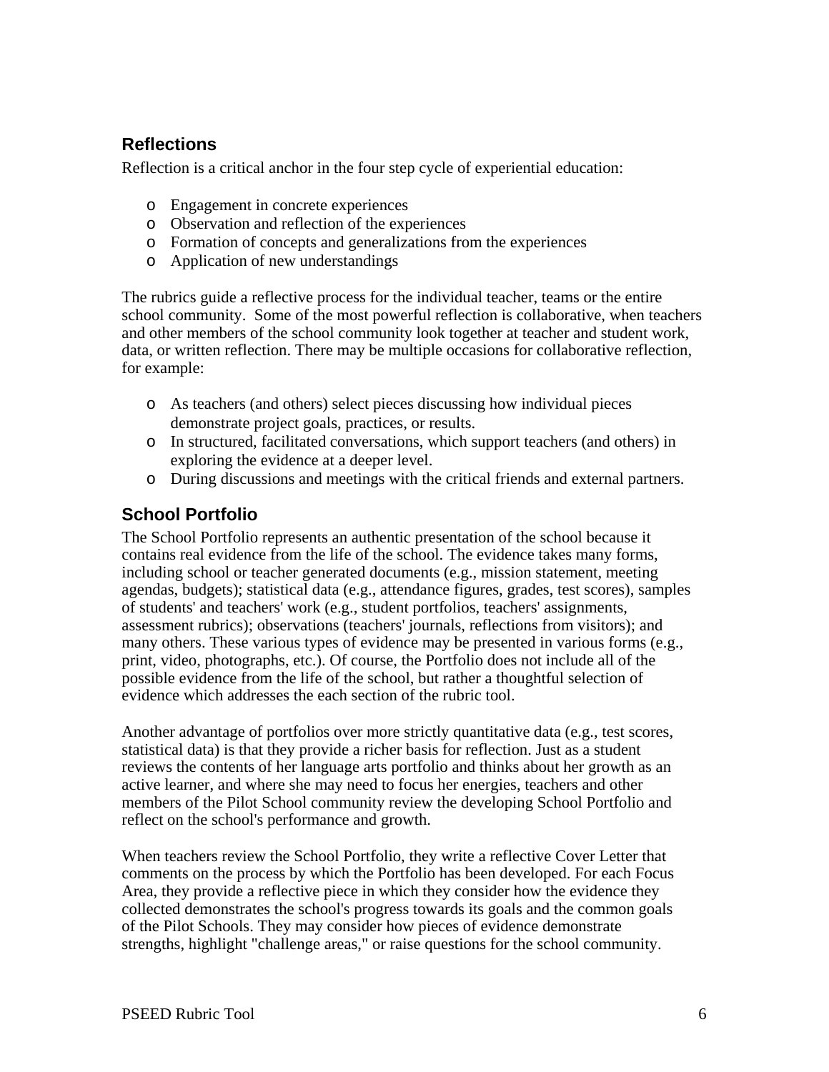## Reflections

Reflection is a critical anchor in the four step cycle of experiential education:

- Engagement in concrete experiences
- Observation and reflection of the experiences
- Formation of concepts and generalizations from the experiences
- Application of new understandings

The rubrics guide a reflective process for the individual teacher, teams or the entire school community. Some of the most powerful reflection is collaborative, when teachers and other members of the school community look together at teacher and student work, data, or written reflection. There may be multiple occasions for collaborative reflection, for example:

- As teachers (and others) select pieces discussing how individual pieces demonstrate project goals, practices, or results.
- In structured, facilitated conversations, which support teachers (and others) in exploring the evidence at a deeper level.
- During discussions and meetings with the critical friends and external partners.

## School Portfolio

The School Portfolio represents an authentic presentation of the school because it contains real evidence from the life of the school. The evidence takes many forms, including school or teacher generated documents (e.g., mission statement, meeting agendas, budgets); statistical data (e.g., attendance figures, grades, test scores), samples of students' and teachers' work (e.g., student portfolios, teachers' assignments, assessment rubrics); observations (teachers' journals, reflections from visitors); and many others. These various types of evidence may be presented in various forms (e.g., print, video, photographs, etc.). Of course, the Portfolio does not include all of the possible evidence from the life of the school, but rather a thoughtful selection of evidence which addresses the each section of the rubric tool.

Another advantage of portfolios over more strictly quantitative data (e.g., test scores, statistical data) is that they provide a richer basis for reflection. Just as a student reviews the contents of her language arts portfolio and thinks about her growth as an active learner, and where she may need to focus her energies, teachers and other members of the Pilot School community review the developing School Portfolio and reflect on the school's performance and growth.

When teachers review the School Portfolio, they write a reflective Cover Letter that comments on the process by which the Portfolio has been developed. For each Focus Area, they provide a reflective piece in which they consider how the evidence they collected demonstrates the school's progress towards its goals and the common goals of the Pilot Schools. They may consider how pieces of evidence demonstrate strengths, highlight "challenge areas," or raise questions for the school community.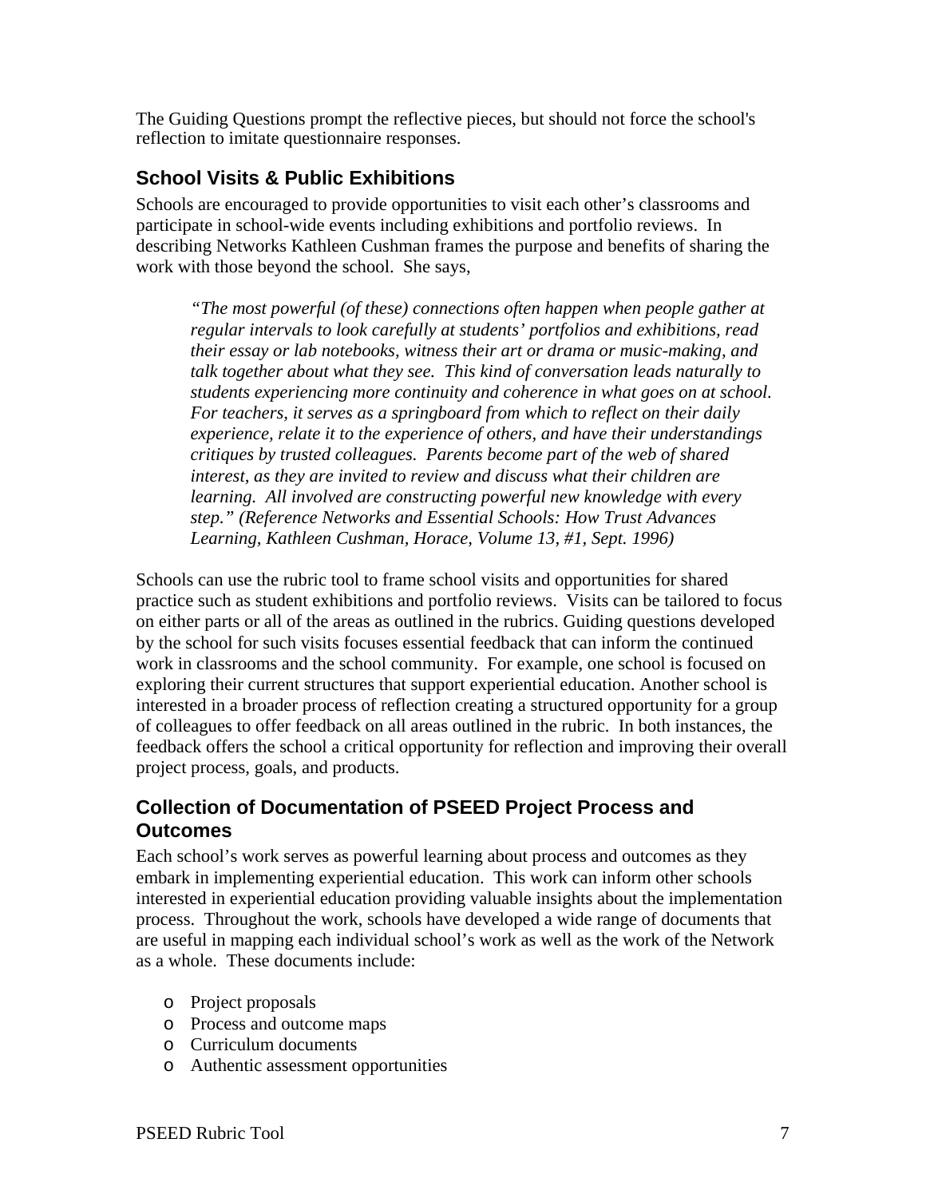The Guiding Questions prompt the reflective pieces, but should not force the school's reflection to imitate questionnaire responses.

## School Visits & Public Exhibitions

Schools are encouraged to provide opportunities to visit each other's classrooms and participate in school-wide events including exhibitions and portfolio reviews. In describing Networks Kathleen Cushman frames the purpose and benefits of sharing the work with those beyond the school. She says,

> *"The most powerful (of these) connections often happen when people gather at regular intervals to look carefully at students' portfolios and exhibitions, read their essay or lab notebooks, witness their art or drama or music-making, and talk together about what they see. This kind of conversation leads naturally to students experiencing more continuity and coherence in what goes on at school. For teachers, it serves as a springboard from which to reflect on their daily experience, relate it to the experience of others, and have their understandings critiques by trusted colleagues. Parents become part of the web of shared interest, as they are invited to review and discuss what their children are learning. All involved are constructing powerful new knowledge with every step." (Reference Networks and Essential Schools: How Trust Advances Learning, Kathleen Cushman, Horace, Volume 13, #1, Sept. 1996)*

Schools can use the rubric tool to frame school visits and opportunities for shared practice such as student exhibitions and portfolio reviews. Visits can be tailored to focus on either parts or all of the areas as outlined in the rubrics. Guiding questions developed by the school for such visits focuses essential feedback that can inform the continued work in classrooms and the school community. For example, one school is focused on exploring their current structures that support experiential education. Another school is interested in a broader process of reflection creating a structured opportunity for a group of colleagues to offer feedback on all areas outlined in the rubric. In both instances, the feedback offers the school a critical opportunity for reflection and improving their overall project process, goals, and products.

## Collection of Documentation of PSEED Project Process and Outcomes

Each school's work serves as powerful learning about process and outcomes as they embark in implementing experiential education. This work can inform other schools interested in experiential education providing valuable insights about the implementation process. Throughout the work, schools have developed a wide range of documents that are useful in mapping each individual school's work as well as the work of the Network as a whole. These documents include:

- Project proposals
- Process and outcome maps
- Curriculum documents
- Authentic assessment opportunities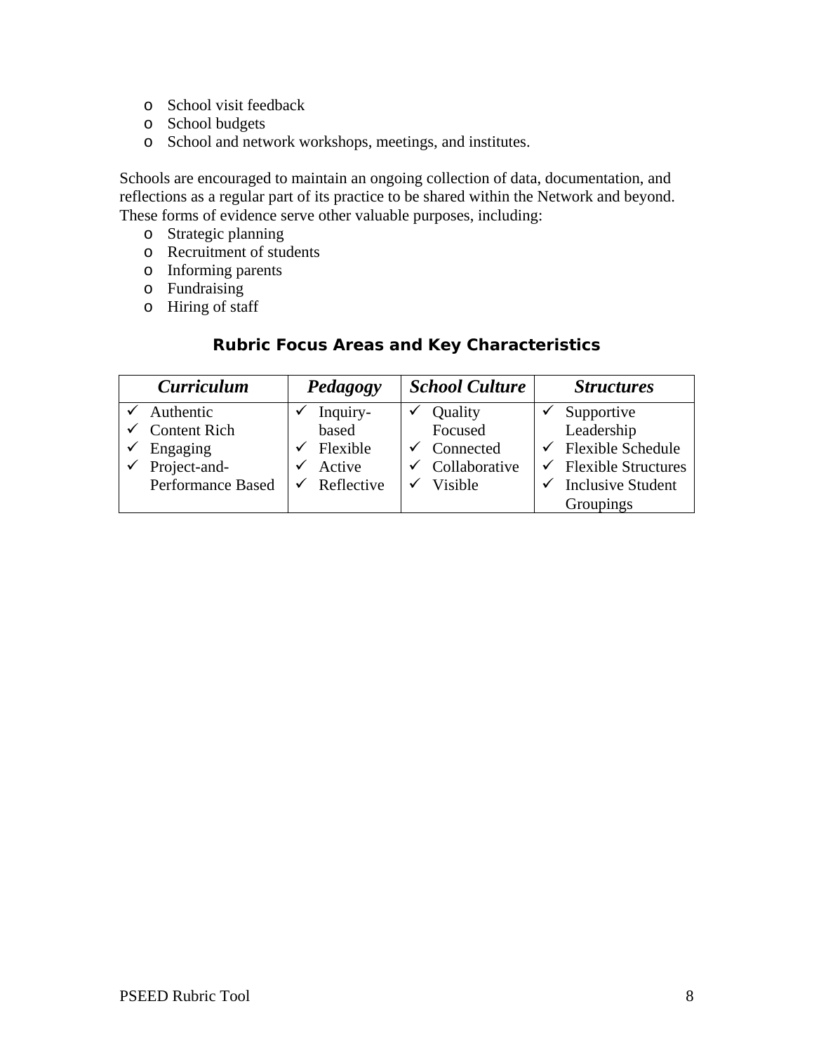- School visit feedback
- School budgets
- School and network workshops, meetings, and institutes.

Schools are encouraged to maintain an ongoing collection of data, documentation, and reflections as a regular part of its practice to be shared within the Network and beyond. These forms of evidence serve other valuable purposes, including:

- Strategic planning
- Recruitment of students
- Informing parents
- Fundraising
- Hiring of staff

## Rubric Focus Areas and Key Characteristics

| ***Curriculum*** | ***Pedagogy*** | ***School Culture*** | ***Structures*** |
|---|---|---|---|
| ✓ Authentic<br>✓ Content Rich<br>✓ Engaging<br>✓ Project-and-Performance Based | ✓ Inquiry-based<br>✓ Flexible<br>✓ Active<br>✓ Reflective | ✓ Quality Focused<br>✓ Connected<br>✓ Collaborative<br>✓ Visible | ✓ Supportive Leadership<br>✓ Flexible Schedule<br>✓ Flexible Structures<br>✓ Inclusive Student Groupings |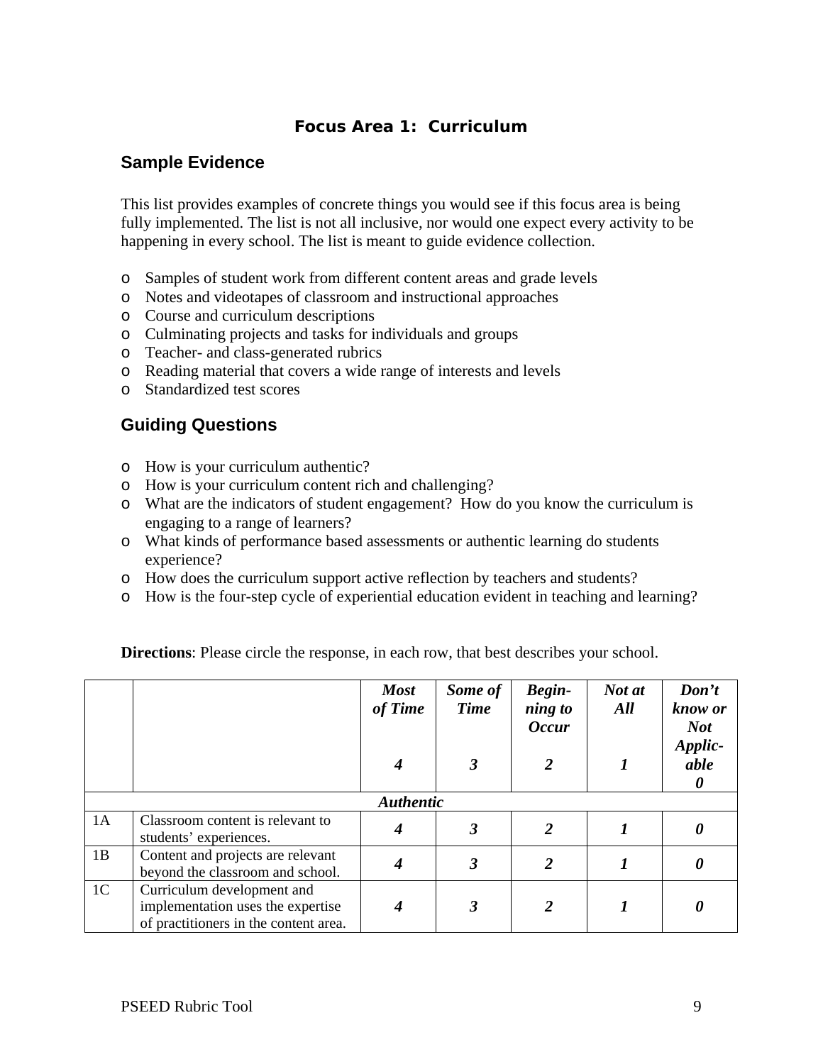# Focus Area 1: Curriculum

## Sample Evidence

This list provides examples of concrete things you would see if this focus area is being fully implemented. The list is not all inclusive, nor would one expect every activity to be happening in every school. The list is meant to guide evidence collection.

- Samples of student work from different content areas and grade levels
- Notes and videotapes of classroom and instructional approaches
- Course and curriculum descriptions
- Culminating projects and tasks for individuals and groups
- Teacher- and class-generated rubrics
- Reading material that covers a wide range of interests and levels
- Standardized test scores

## Guiding Questions

- How is your curriculum authentic?
- How is your curriculum content rich and challenging?
- What are the indicators of student engagement? How do you know the curriculum is engaging to a range of learners?
- What kinds of performance based assessments or authentic learning do students experience?
- How does the curriculum support active reflection by teachers and students?
- How is the four-step cycle of experiential education evident in teaching and learning?

**Directions**: Please circle the response, in each row, that best describes your school.

| | | ***Most of Time*** ***4*** | ***Some of Time*** ***3*** | ***Begin-ning to Occur*** ***2*** | ***Not at All*** ***1*** | ***Don't know or Not Applic-able*** ***0*** |
|---|---|---|---|---|---|---|
| | ***Authentic*** | | | | | |
| 1A | Classroom content is relevant to students' experiences. | ***4*** | ***3*** | ***2*** | ***1*** | ***0*** |
| 1B | Content and projects are relevant beyond the classroom and school. | ***4*** | ***3*** | ***2*** | ***1*** | ***0*** |
| 1C | Curriculum development and implementation uses the expertise of practitioners in the content area. | ***4*** | ***3*** | ***2*** | ***1*** | ***0*** |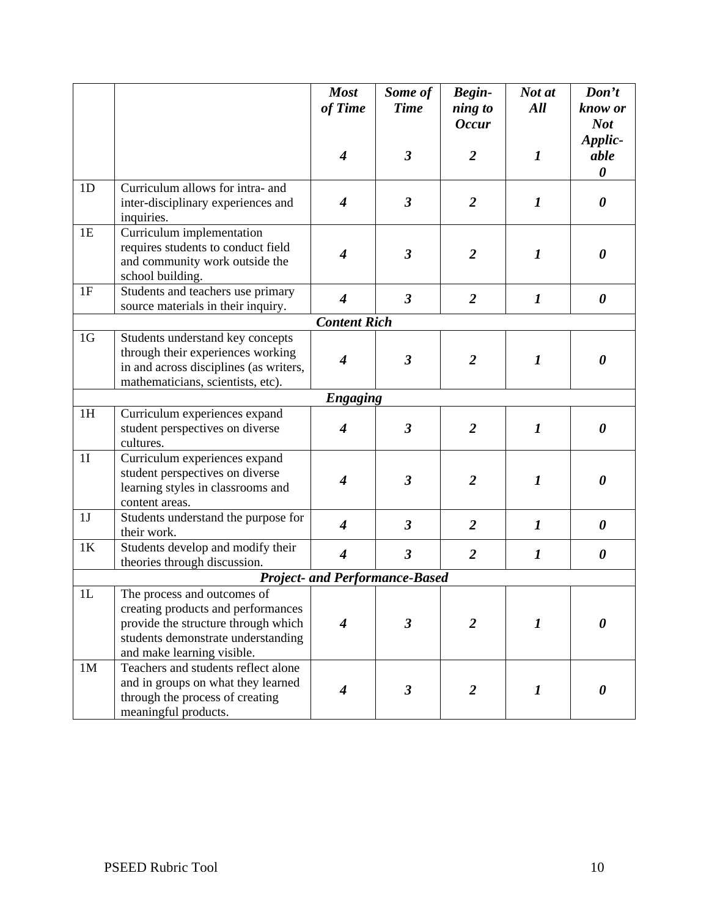| | | ***Most of Time*** ***4*** | ***Some of Time*** ***3*** | ***Begin-ning to Occur*** ***2*** | ***Not at All*** ***1*** | ***Don't know or Not Applic-able*** ***0*** |
|---|---|---|---|---|---|---|
| 1D | Curriculum allows for intra- and inter-disciplinary experiences and inquiries. | ***4*** | ***3*** | ***2*** | ***1*** | ***0*** |
| 1E | Curriculum implementation requires students to conduct field and community work outside the school building. | ***4*** | ***3*** | ***2*** | ***1*** | ***0*** |
| 1F | Students and teachers use primary source materials in their inquiry. | ***4*** | ***3*** | ***2*** | ***1*** | ***0*** |
| | | ***Content Rich*** | | | | |
| 1G | Students understand key concepts through their experiences working in and across disciplines (as writers, mathematicians, scientists, etc). | ***4*** | ***3*** | ***2*** | ***1*** | ***0*** |
| | | ***Engaging*** | | | | |
| 1H | Curriculum experiences expand student perspectives on diverse cultures. | ***4*** | ***3*** | ***2*** | ***1*** | ***0*** |
| 1I | Curriculum experiences expand student perspectives on diverse learning styles in classrooms and content areas. | ***4*** | ***3*** | ***2*** | ***1*** | ***0*** |
| 1J | Students understand the purpose for their work. | ***4*** | ***3*** | ***2*** | ***1*** | ***0*** |
| 1K | Students develop and modify their theories through discussion. | ***4*** | ***3*** | ***2*** | ***1*** | ***0*** |
| | | ***Project- and Performance-Based*** | | | | |
| 1L | The process and outcomes of creating products and performances provide the structure through which students demonstrate understanding and make learning visible. | ***4*** | ***3*** | ***2*** | ***1*** | ***0*** |
| 1M | Teachers and students reflect alone and in groups on what they learned through the process of creating meaningful products. | ***4*** | ***3*** | ***2*** | ***1*** | ***0*** |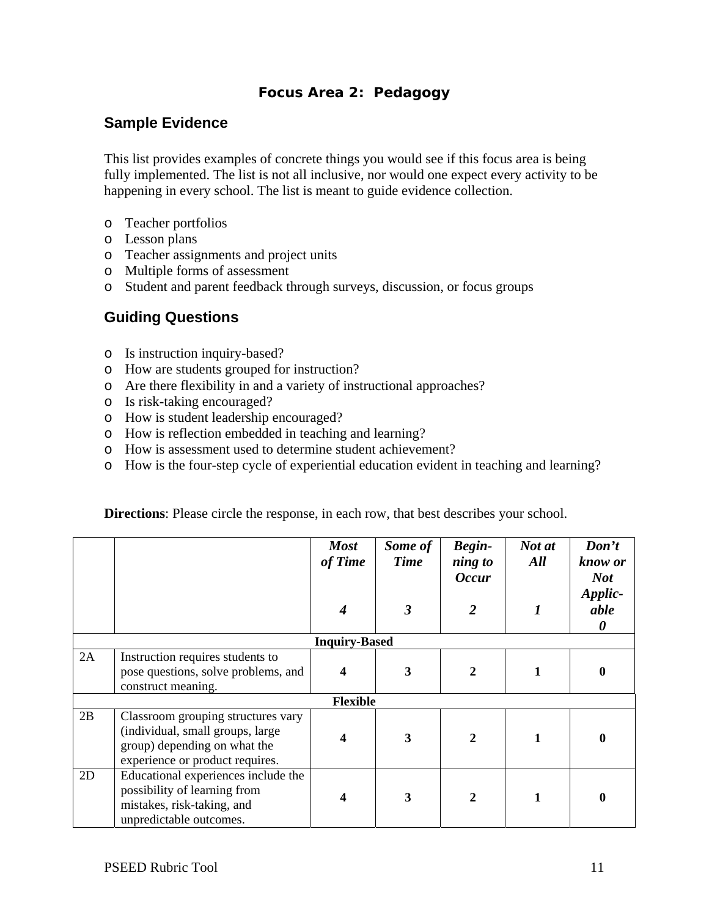# Focus Area 2: Pedagogy

## Sample Evidence

This list provides examples of concrete things you would see if this focus area is being fully implemented. The list is not all inclusive, nor would one expect every activity to be happening in every school. The list is meant to guide evidence collection.

- Teacher portfolios
- Lesson plans
- Teacher assignments and project units
- Multiple forms of assessment
- Student and parent feedback through surveys, discussion, or focus groups

## Guiding Questions

- Is instruction inquiry-based?
- How are students grouped for instruction?
- Are there flexibility in and a variety of instructional approaches?
- Is risk-taking encouraged?
- How is student leadership encouraged?
- How is reflection embedded in teaching and learning?
- How is assessment used to determine student achievement?
- How is the four-step cycle of experiential education evident in teaching and learning?

**Directions**: Please circle the response, in each row, that best describes your school.

| | | ***Most of Time*** ***4*** | ***Some of Time*** ***3*** | ***Begin-ning to Occur*** ***2*** | ***Not at All*** ***1*** | ***Don't know or Not Applic-able*** ***0*** |
|---|---|---|---|---|---|---|
| | **Inquiry-Based** | | | | | |
| 2A | Instruction requires students to pose questions, solve problems, and construct meaning. | **4** | **3** | **2** | **1** | **0** |
| | **Flexible** | | | | | |
| 2B | Classroom grouping structures vary (individual, small groups, large group) depending on what the experience or product requires. | **4** | **3** | **2** | **1** | **0** |
| 2D | Educational experiences include the possibility of learning from mistakes, risk-taking, and unpredictable outcomes. | **4** | **3** | **2** | **1** | **0** |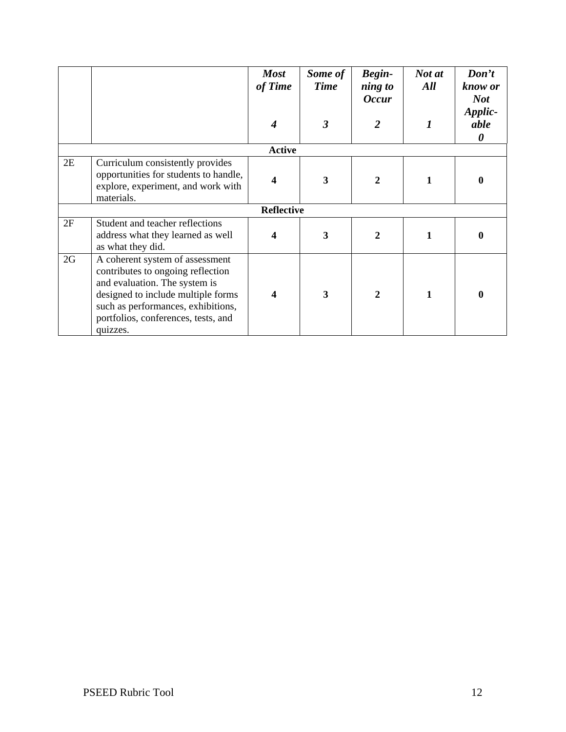| | | *Most of Time* *4* | *Some of Time* *3* | *Begin-ning to Occur* *2* | *Not at All* *1* | *Don't know or Not Applic-able* *0* |
|---|---|---|---|---|---|---|
| | **Active** | | | | | |
| 2E | Curriculum consistently provides opportunities for students to handle, explore, experiment, and work with materials. | **4** | **3** | **2** | **1** | **0** |
| | **Reflective** | | | | | |
| 2F | Student and teacher reflections address what they learned as well as what they did. | **4** | **3** | **2** | **1** | **0** |
| 2G | A coherent system of assessment contributes to ongoing reflection and evaluation. The system is designed to include multiple forms such as performances, exhibitions, portfolios, conferences, tests, and quizzes. | **4** | **3** | **2** | **1** | **0** |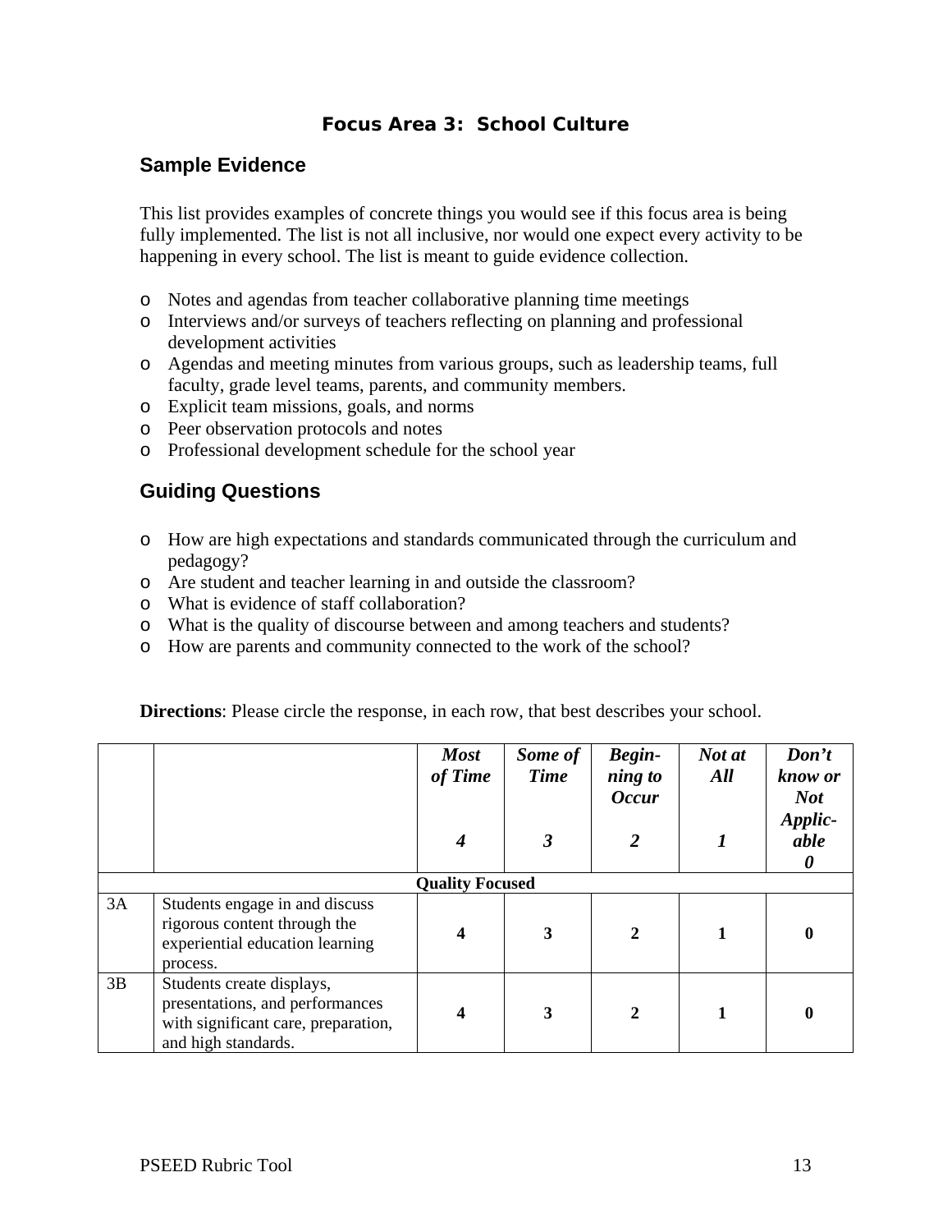# Focus Area 3: School Culture

## Sample Evidence

This list provides examples of concrete things you would see if this focus area is being fully implemented. The list is not all inclusive, nor would one expect every activity to be happening in every school. The list is meant to guide evidence collection.

- Notes and agendas from teacher collaborative planning time meetings
- Interviews and/or surveys of teachers reflecting on planning and professional development activities
- Agendas and meeting minutes from various groups, such as leadership teams, full faculty, grade level teams, parents, and community members.
- Explicit team missions, goals, and norms
- Peer observation protocols and notes
- Professional development schedule for the school year

## Guiding Questions

- How are high expectations and standards communicated through the curriculum and pedagogy?
- Are student and teacher learning in and outside the classroom?
- What is evidence of staff collaboration?
- What is the quality of discourse between and among teachers and students?
- How are parents and community connected to the work of the school?

**Directions**: Please circle the response, in each row, that best describes your school.

| | | ***Most of Time*** ***4*** | ***Some of Time*** ***3*** | ***Begin-ning to Occur*** ***2*** | ***Not at All*** ***1*** | ***Don't know or Not Applic-able*** ***0*** |
|---|---|---|---|---|---|---|
| | **Quality Focused** | | | | | |
| 3A | Students engage in and discuss rigorous content through the experiential education learning process. | **4** | **3** | **2** | **1** | **0** |
| 3B | Students create displays, presentations, and performances with significant care, preparation, and high standards. | **4** | **3** | **2** | **1** | **0** |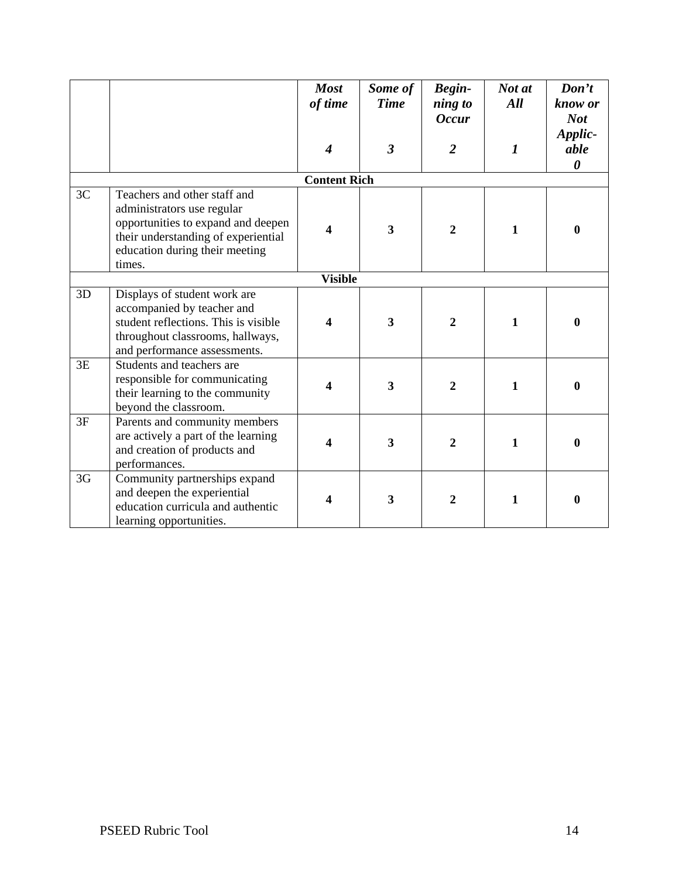| | | ***Most of time*** ***4*** | ***Some of Time*** ***3*** | ***Begin-ning to Occur*** ***2*** | ***Not at All*** ***1*** | ***Don't know or Not Applic-able*** ***0*** |
|---|---|---|---|---|---|---|
| | | **Content Rich** | | | | |
| 3C | Teachers and other staff and administrators use regular opportunities to expand and deepen their understanding of experiential education during their meeting times. | **4** | **3** | **2** | **1** | **0** |
| | | **Visible** | | | | |
| 3D | Displays of student work are accompanied by teacher and student reflections. This is visible throughout classrooms, hallways, and performance assessments. | **4** | **3** | **2** | **1** | **0** |
| 3E | Students and teachers are responsible for communicating their learning to the community beyond the classroom. | **4** | **3** | **2** | **1** | **0** |
| 3F | Parents and community members are actively a part of the learning and creation of products and performances. | **4** | **3** | **2** | **1** | **0** |
| 3G | Community partnerships expand and deepen the experiential education curricula and authentic learning opportunities. | **4** | **3** | **2** | **1** | **0** |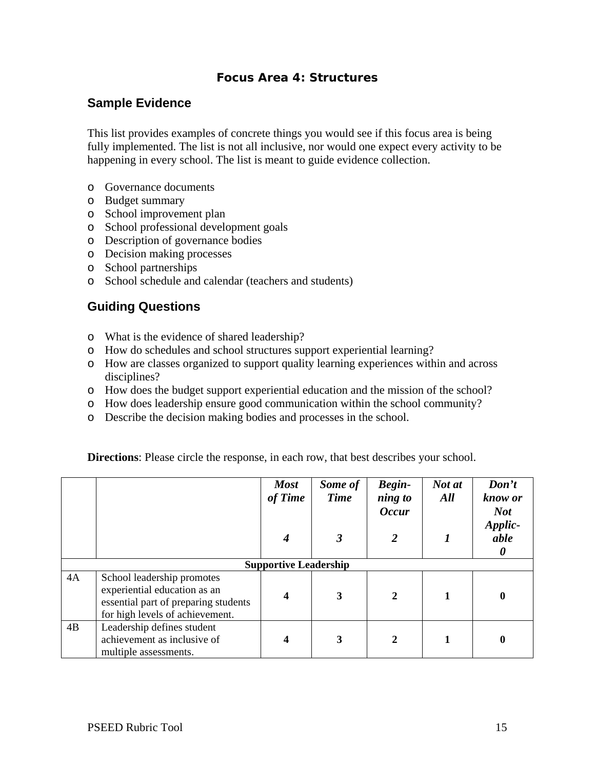# Focus Area 4: Structures

## Sample Evidence

This list provides examples of concrete things you would see if this focus area is being fully implemented. The list is not all inclusive, nor would one expect every activity to be happening in every school. The list is meant to guide evidence collection.

- Governance documents
- Budget summary
- School improvement plan
- School professional development goals
- Description of governance bodies
- Decision making processes
- School partnerships
- School schedule and calendar (teachers and students)

## Guiding Questions

- What is the evidence of shared leadership?
- How do schedules and school structures support experiential learning?
- How are classes organized to support quality learning experiences within and across disciplines?
- How does the budget support experiential education and the mission of the school?
- How does leadership ensure good communication within the school community?
- Describe the decision making bodies and processes in the school.

**Directions**: Please circle the response, in each row, that best describes your school.

| | | ***Most of Time*** ***4*** | ***Some of Time*** ***3*** | ***Begin-ning to Occur*** ***2*** | ***Not at All*** ***1*** | ***Don't know or Not Applic-able*** ***0*** |
|---|---|---|---|---|---|---|
| | **Supportive Leadership** | | | | | |
| 4A | School leadership promotes experiential education as an essential part of preparing students for high levels of achievement. | **4** | **3** | **2** | **1** | **0** |
| 4B | Leadership defines student achievement as inclusive of multiple assessments. | **4** | **3** | **2** | **1** | **0** |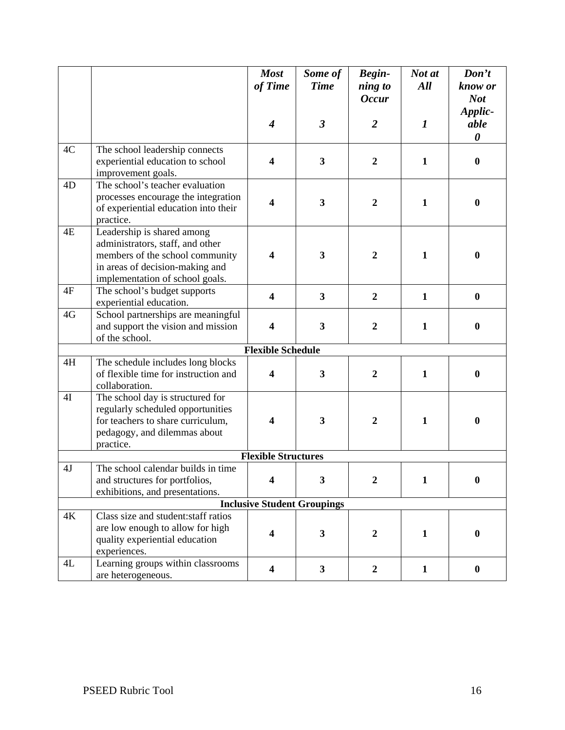| | | *Most of Time*<br><br>*4* | *Some of Time*<br><br>*3* | *Begin-ning to Occur*<br><br>*2* | *Not at All*<br><br>*1* | *Don't know or Not Applic-able*<br>*0* |
|---|---|---|---|---|---|---|
| 4C | The school leadership connects experiential education to school improvement goals. | **4** | **3** | **2** | **1** | **0** |
| 4D | The school's teacher evaluation processes encourage the integration of experiential education into their practice. | **4** | **3** | **2** | **1** | **0** |
| 4E | Leadership is shared among administrators, staff, and other members of the school community in areas of decision-making and implementation of school goals. | **4** | **3** | **2** | **1** | **0** |
| 4F | The school's budget supports experiential education. | **4** | **3** | **2** | **1** | **0** |
| 4G | School partnerships are meaningful and support the vision and mission of the school. | **4** | **3** | **2** | **1** | **0** |
| | | **Flexible Schedule** | | | | |
| 4H | The schedule includes long blocks of flexible time for instruction and collaboration. | **4** | **3** | **2** | **1** | **0** |
| 4I | The school day is structured for regularly scheduled opportunities for teachers to share curriculum, pedagogy, and dilemmas about practice. | **4** | **3** | **2** | **1** | **0** |
| | | **Flexible Structures** | | | | |
| 4J | The school calendar builds in time and structures for portfolios, exhibitions, and presentations. | **4** | **3** | **2** | **1** | **0** |
| | | **Inclusive Student Groupings** | | | | |
| 4K | Class size and student:staff ratios are low enough to allow for high quality experiential education experiences. | **4** | **3** | **2** | **1** | **0** |
| 4L | Learning groups within classrooms are heterogeneous. | **4** | **3** | **2** | **1** | **0** |